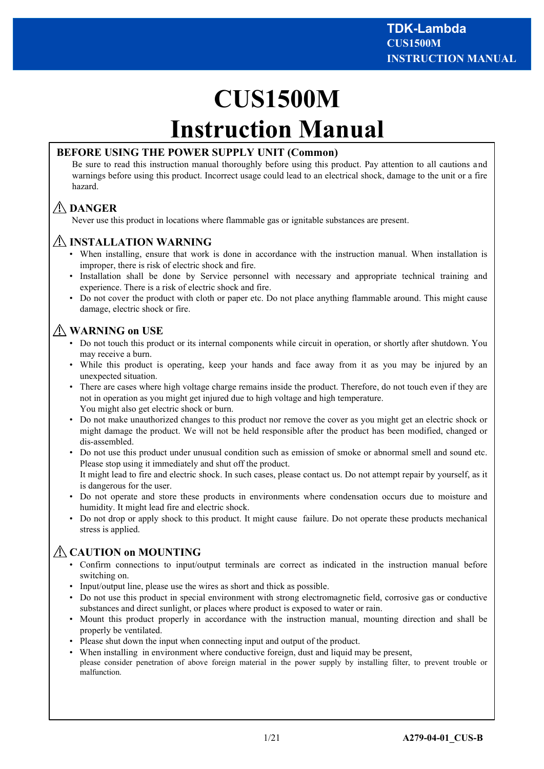# CUS1500M Instruction Manual

## BEFORE USING THE POWER SUPPLY UNIT (Common)

Be sure to read this instruction manual thoroughly before using this product. Pay attention to all cautions and warnings before using this product. Incorrect usage could lead to an electrical shock, damage to the unit or a fire hazard.

## ⚠ DANGER

Never use this product in locations where flammable gas or ignitable substances are present.

## ⚠ INSTALLATION WARNING

- When installing, ensure that work is done in accordance with the instruction manual. When installation is improper, there is risk of electric shock and fire.
- Installation shall be done by Service personnel with necessary and appropriate technical training and experience. There is a risk of electric shock and fire.
- Do not cover the product with cloth or paper etc. Do not place anything flammable around. This might cause damage, electric shock or fire.

## ⚠ WARNING on USE

- Do not touch this product or its internal components while circuit in operation, or shortly after shutdown. You may receive a burn.
- While this product is operating, keep your hands and face away from it as you may be injured by an unexpected situation.
- There are cases where high voltage charge remains inside the product. Therefore, do not touch even if they are not in operation as you might get injured due to high voltage and high temperature.
  You might also get electric shock or burn.
- Do not make unauthorized changes to this product nor remove the cover as you might get an electric shock or might damage the product. We will not be held responsible after the product has been modified, changed or dis-assembled.
- Do not use this product under unusual condition such as emission of smoke or abnormal smell and sound etc. Please stop using it immediately and shut off the product.
  It might lead to fire and electric shock. In such cases, please contact us. Do not attempt repair by yourself, as it is dangerous for the user.
- Do not operate and store these products in environments where condensation occurs due to moisture and humidity. It might lead fire and electric shock.
- Do not drop or apply shock to this product. It might cause failure. Do not operate these products mechanical stress is applied.

## ⚠ CAUTION on MOUNTING

- Confirm connections to input/output terminals are correct as indicated in the instruction manual before switching on.
- Input/output line, please use the wires as short and thick as possible.
- Do not use this product in special environment with strong electromagnetic field, corrosive gas or conductive substances and direct sunlight, or places where product is exposed to water or rain.
- Mount this product properly in accordance with the instruction manual, mounting direction and shall be properly be ventilated.
- Please shut down the input when connecting input and output of the product.
- When installing in environment where conductive foreign, dust and liquid may be present, please consider penetration of above foreign material in the power supply by installing filter, to prevent trouble or malfunction.

A279-04-01_CUS-B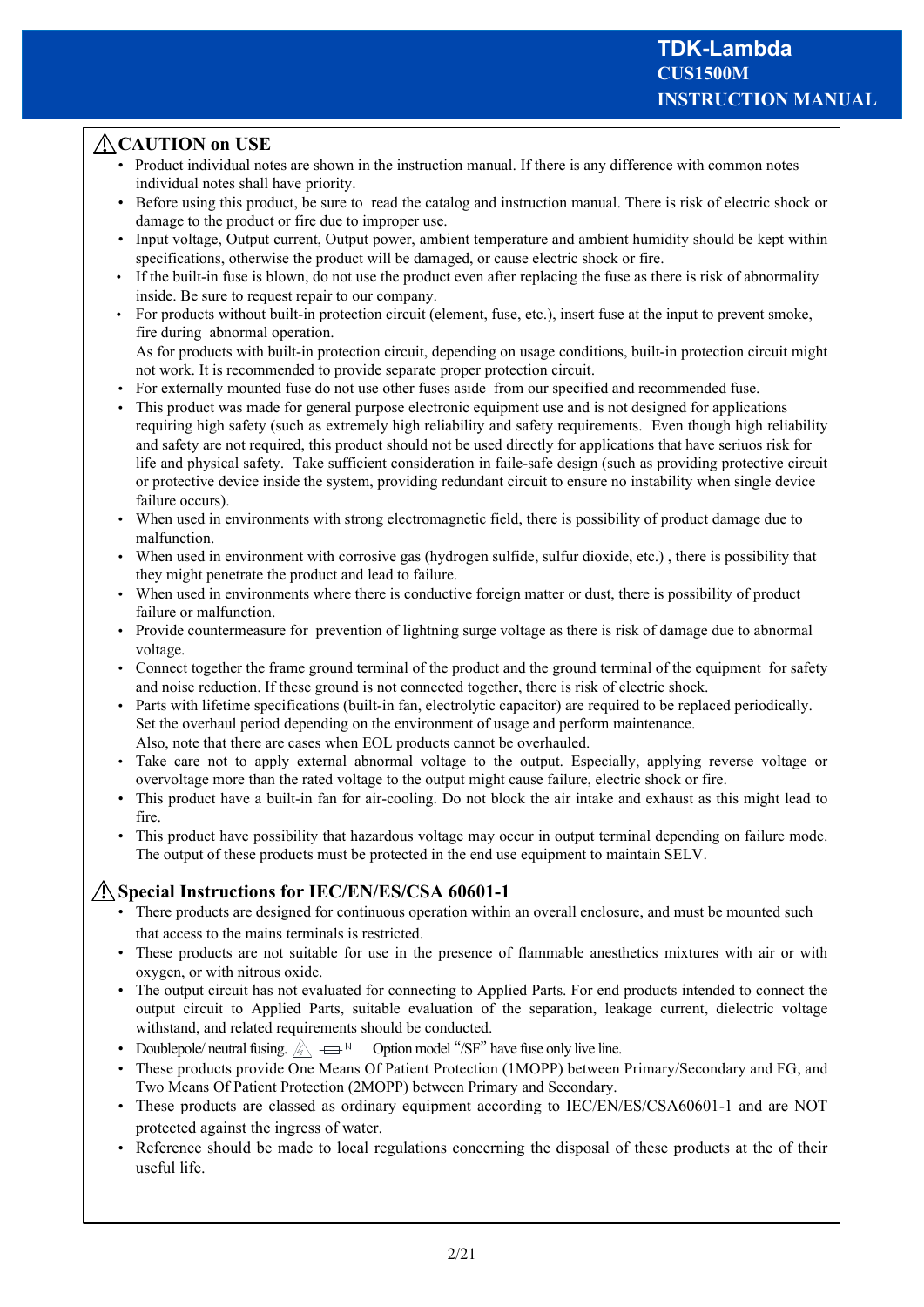## ⚠CAUTION on USE

- Product individual notes are shown in the instruction manual. If there is any difference with common notes individual notes shall have priority.
- Before using this product, be sure to read the catalog and instruction manual. There is risk of electric shock or damage to the product or fire due to improper use.
- Input voltage, Output current, Output power, ambient temperature and ambient humidity should be kept within specifications, otherwise the product will be damaged, or cause electric shock or fire.
- If the built-in fuse is blown, do not use the product even after replacing the fuse as there is risk of abnormality inside. Be sure to request repair to our company.
- For products without built-in protection circuit (element, fuse, etc.), insert fuse at the input to prevent smoke, fire during abnormal operation.
  As for products with built-in protection circuit, depending on usage conditions, built-in protection circuit might not work. It is recommended to provide separate proper protection circuit.
- For externally mounted fuse do not use other fuses aside from our specified and recommended fuse.
- This product was made for general purpose electronic equipment use and is not designed for applications requiring high safety (such as extremely high reliability and safety requirements. Even though high reliability and safety are not required, this product should not be used directly for applications that have seriuos risk for life and physical safety. Take sufficient consideration in faile-safe design (such as providing protective circuit or protective device inside the system, providing redundant circuit to ensure no instability when single device failure occurs).
- When used in environments with strong electromagnetic field, there is possibility of product damage due to malfunction.
- When used in environment with corrosive gas (hydrogen sulfide, sulfur dioxide, etc.) , there is possibility that they might penetrate the product and lead to failure.
- When used in environments where there is conductive foreign matter or dust, there is possibility of product failure or malfunction.
- Provide countermeasure for prevention of lightning surge voltage as there is risk of damage due to abnormal voltage.
- Connect together the frame ground terminal of the product and the ground terminal of the equipment for safety and noise reduction. If these ground is not connected together, there is risk of electric shock.
- Parts with lifetime specifications (built-in fan, electrolytic capacitor) are required to be replaced periodically. Set the overhaul period depending on the environment of usage and perform maintenance.
  Also, note that there are cases when EOL products cannot be overhauled.
- Take care not to apply external abnormal voltage to the output. Especially, applying reverse voltage or overvoltage more than the rated voltage to the output might cause failure, electric shock or fire.
- This product have a built-in fan for air-cooling. Do not block the air intake and exhaust as this might lead to fire.
- This product have possibility that hazardous voltage may occur in output terminal depending on failure mode. The output of these products must be protected in the end use equipment to maintain SELV.

## ⚠Special Instructions for IEC/EN/ES/CSA 60601-1

- There products are designed for continuous operation within an overall enclosure, and must be mounted such that access to the mains terminals is restricted.
- These products are not suitable for use in the presence of flammable anesthetics mixtures with air or with oxygen, or with nitrous oxide.
- The output circuit has not evaluated for connecting to Applied Parts. For end products intended to connect the output circuit to Applied Parts, suitable evaluation of the separation, leakage current, dielectric voltage withstand, and related requirements should be conducted.
- Doublepole/ neutral fusing. ⚠ ⊏⊐ N Option model "/SF" have fuse only live line.
- These products provide One Means Of Patient Protection (1MOPP) between Primary/Secondary and FG, and Two Means Of Patient Protection (2MOPP) between Primary and Secondary.
- These products are classed as ordinary equipment according to IEC/EN/ES/CSA60601-1 and are NOT protected against the ingress of water.
- Reference should be made to local regulations concerning the disposal of these products at the of their useful life.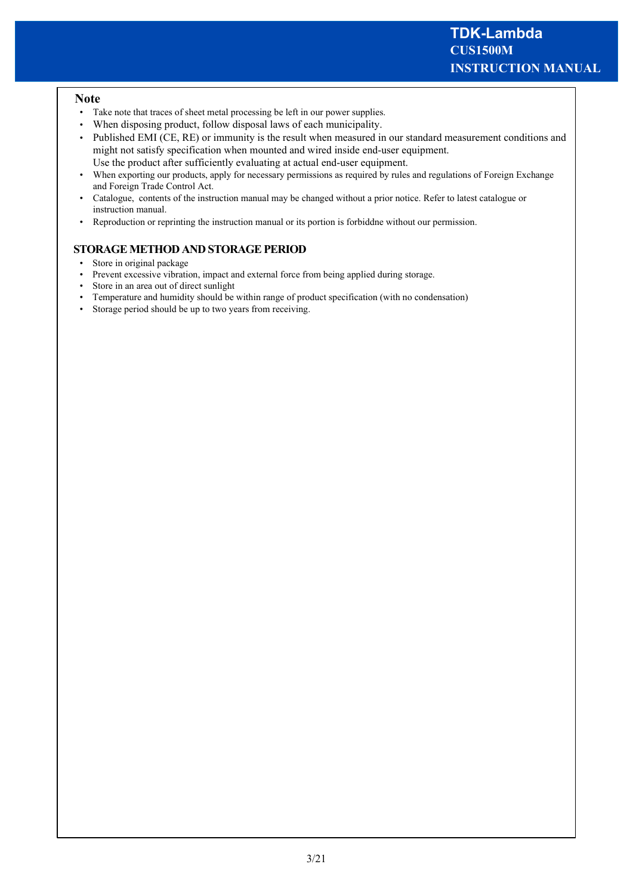## Note

- Take note that traces of sheet metal processing be left in our power supplies.
- When disposing product, follow disposal laws of each municipality.
- Published EMI (CE, RE) or immunity is the result when measured in our standard measurement conditions and might not satisfy specification when mounted and wired inside end-user equipment.
  Use the product after sufficiently evaluating at actual end-user equipment.
- When exporting our products, apply for necessary permissions as required by rules and regulations of Foreign Exchange and Foreign Trade Control Act.
- Catalogue, contents of the instruction manual may be changed without a prior notice. Refer to latest catalogue or instruction manual.
- Reproduction or reprinting the instruction manual or its portion is forbiddne without our permission.

## STORAGE METHOD AND STORAGE PERIOD

- Store in original package
- Prevent excessive vibration, impact and external force from being applied during storage.
- Store in an area out of direct sunlight
- Temperature and humidity should be within range of product specification (with no condensation)
- Storage period should be up to two years from receiving.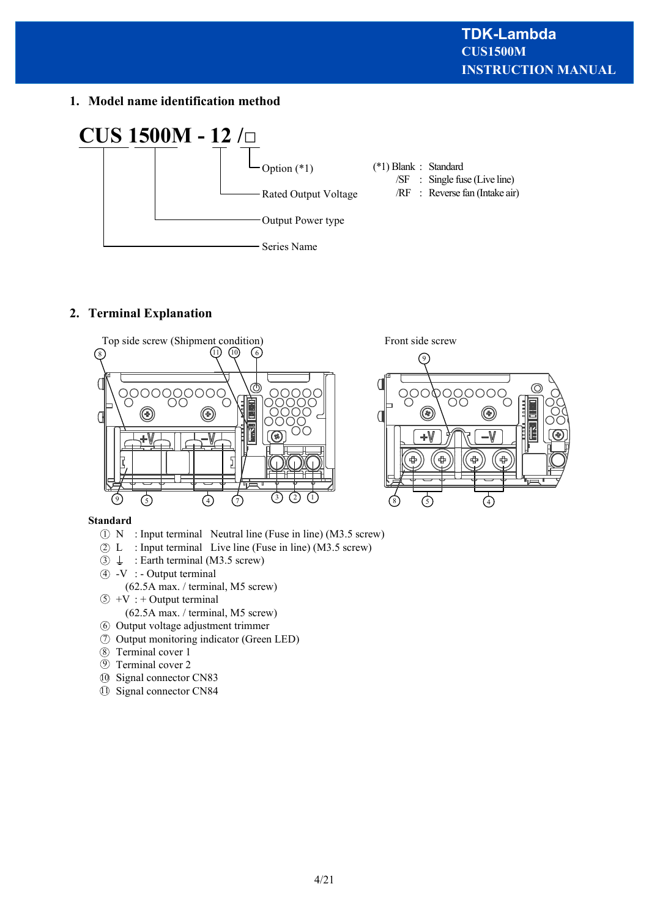## 1. Model name identification method

**CUS 1500M - 12 /□**

- CUS: Series Name
- 1500M: Output Power type
- 12: Rated Output Voltage
- □: Option (*1)

(*1) Blank : Standard
/SF : Single fuse (Live line)
/RF : Reverse fan (Intake air)

## 2. Terminal Explanation

Top side screw (Shipment condition)

Front side screw

**Standard**

① N : Input terminal Neutral line (Fuse in line) (M3.5 screw)
② L : Input terminal Live line (Fuse in line) (M3.5 screw)
③ ⏚ : Earth terminal (M3.5 screw)
④ -V : - Output terminal
(62.5A max. / terminal, M5 screw)
⑤ +V : + Output terminal
(62.5A max. / terminal, M5 screw)
⑥ Output voltage adjustment trimmer
⑦ Output monitoring indicator (Green LED)
⑧ Terminal cover 1
⑨ Terminal cover 2
⑩ Signal connector CN83
⑪ Signal connector CN84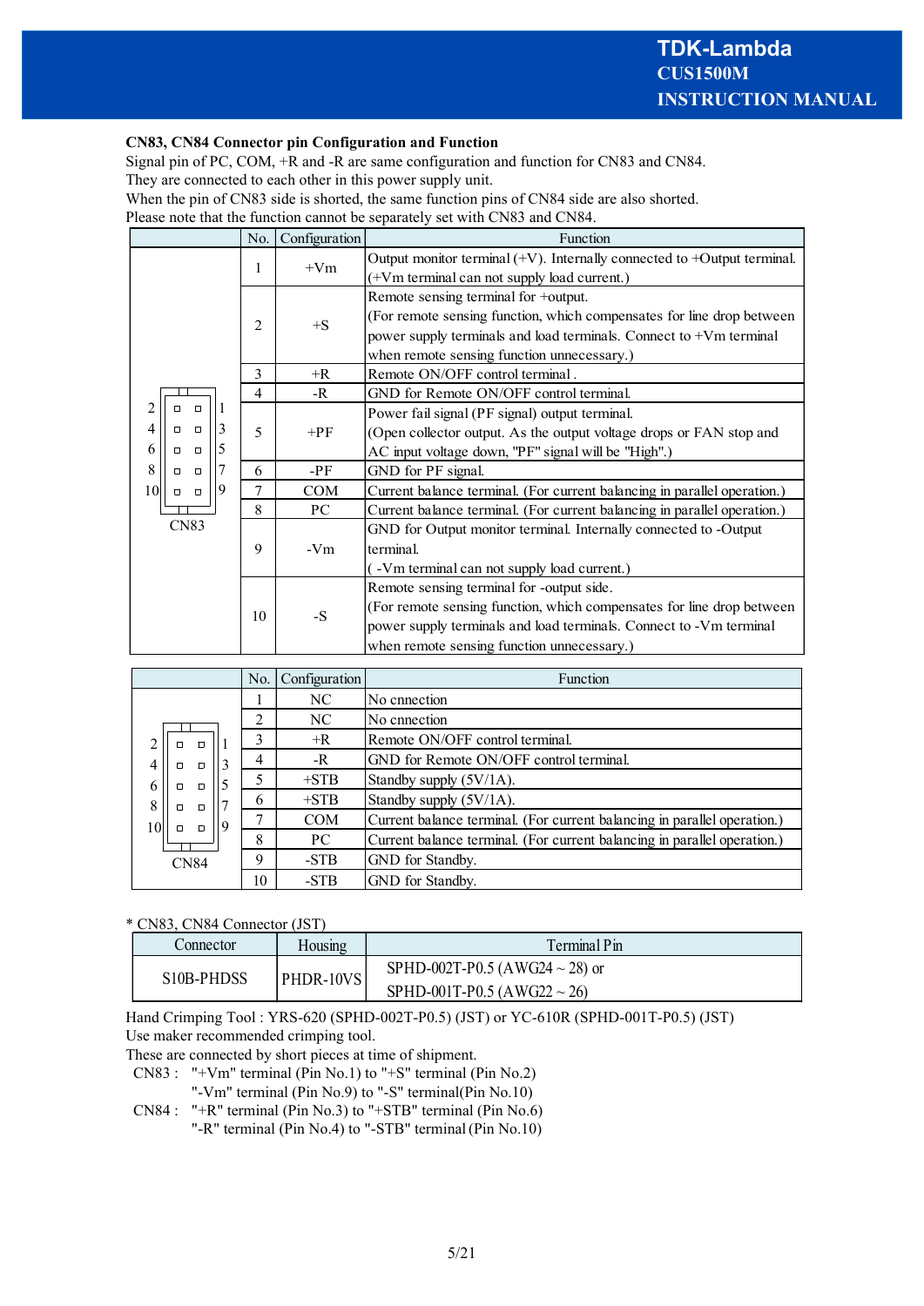**CN83, CN84 Connector pin Configuration and Function**

Signal pin of PC, COM, +R and -R are same configuration and function for CN83 and CN84.
They are connected to each other in this power supply unit.
When the pin of CN83 side is shorted, the same function pins of CN84 side are also shorted.
Please note that the function cannot be separately set with CN83 and CN84.

| | No. | Configuration | Function |
|---|---|---|---|
| CN83 | 1 | +Vm | Output monitor terminal (+V). Internally connected to +Output terminal. (+Vm terminal can not supply load current.) |
| | 2 | +S | Remote sensing terminal for +output. (For remote sensing function, which compensates for line drop between power supply terminals and load terminals. Connect to +Vm terminal when remote sensing function unnecessary.) |
| | 3 | +R | Remote ON/OFF control terminal . |
| | 4 | -R | GND for Remote ON/OFF control terminal. |
| | 5 | +PF | Power fail signal (PF signal) output terminal. (Open collector output. As the output voltage drops or FAN stop and AC input voltage down, "PF" signal will be "High".) |
| | 6 | -PF | GND for PF signal. |
| | 7 | COM | Current balance terminal. (For current balancing in parallel operation.) |
| | 8 | PC | Current balance terminal. (For current balancing in parallel operation.) |
| | 9 | -Vm | GND for Output monitor terminal. Internally connected to -Output terminal. ( -Vm terminal can not supply load current.) |
| | 10 | -S | Remote sensing terminal for -output side. (For remote sensing function, which compensates for line drop between power supply terminals and load terminals. Connect to -Vm terminal when remote sensing function unnecessary.) |

| | No. | Configuration | Function |
|---|---|---|---|
| CN84 | 1 | NC | No cnnection |
| | 2 | NC | No cnnection |
| | 3 | +R | Remote ON/OFF control terminal. |
| | 4 | -R | GND for Remote ON/OFF control terminal. |
| | 5 | +STB | Standby supply (5V/1A). |
| | 6 | +STB | Standby supply (5V/1A). |
| | 7 | COM | Current balance terminal. (For current balancing in parallel operation.) |
| | 8 | PC | Current balance terminal. (For current balancing in parallel operation.) |
| | 9 | -STB | GND for Standby. |
| | 10 | -STB | GND for Standby. |

\* CN83, CN84 Connector (JST)

| Connector | Housing | Terminal Pin |
|---|---|---|
| S10B-PHDSS | PHDR-10VS | SPHD-002T-P0.5 (AWG24 ~ 28) or SPHD-001T-P0.5 (AWG22 ~ 26) |

Hand Crimping Tool : YRS-620 (SPHD-002T-P0.5) (JST) or YC-610R (SPHD-001T-P0.5) (JST)
Use maker recommended crimping tool.
These are connected by short pieces at time of shipment.

CN83 : "+Vm" terminal (Pin No.1) to "+S" terminal (Pin No.2)
"-Vm" terminal (Pin No.9) to "-S" terminal(Pin No.10)

CN84 : "+R" terminal (Pin No.3) to "+STB" terminal (Pin No.6)
"-R" terminal (Pin No.4) to "-STB" terminal (Pin No.10)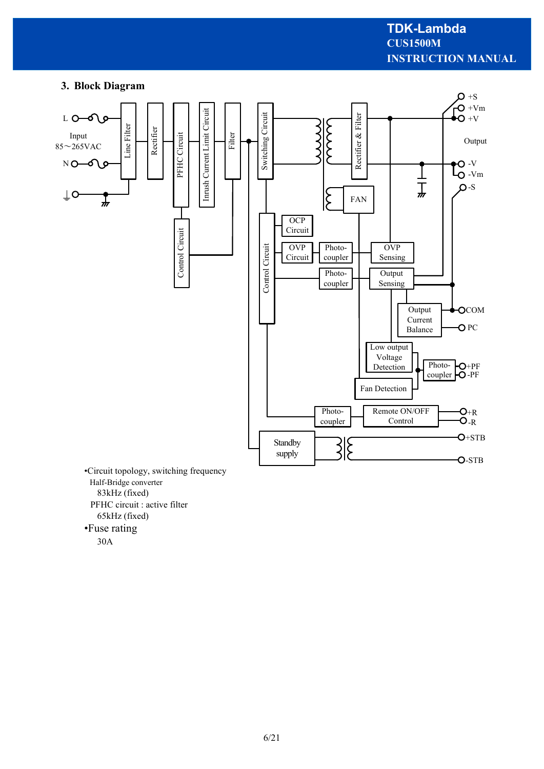## 3. Block Diagram

•Circuit topology, switching frequency

Half-Bridge converter

83kHz (fixed)

PFHC circuit : active filter

65kHz (fixed)

•Fuse rating

30A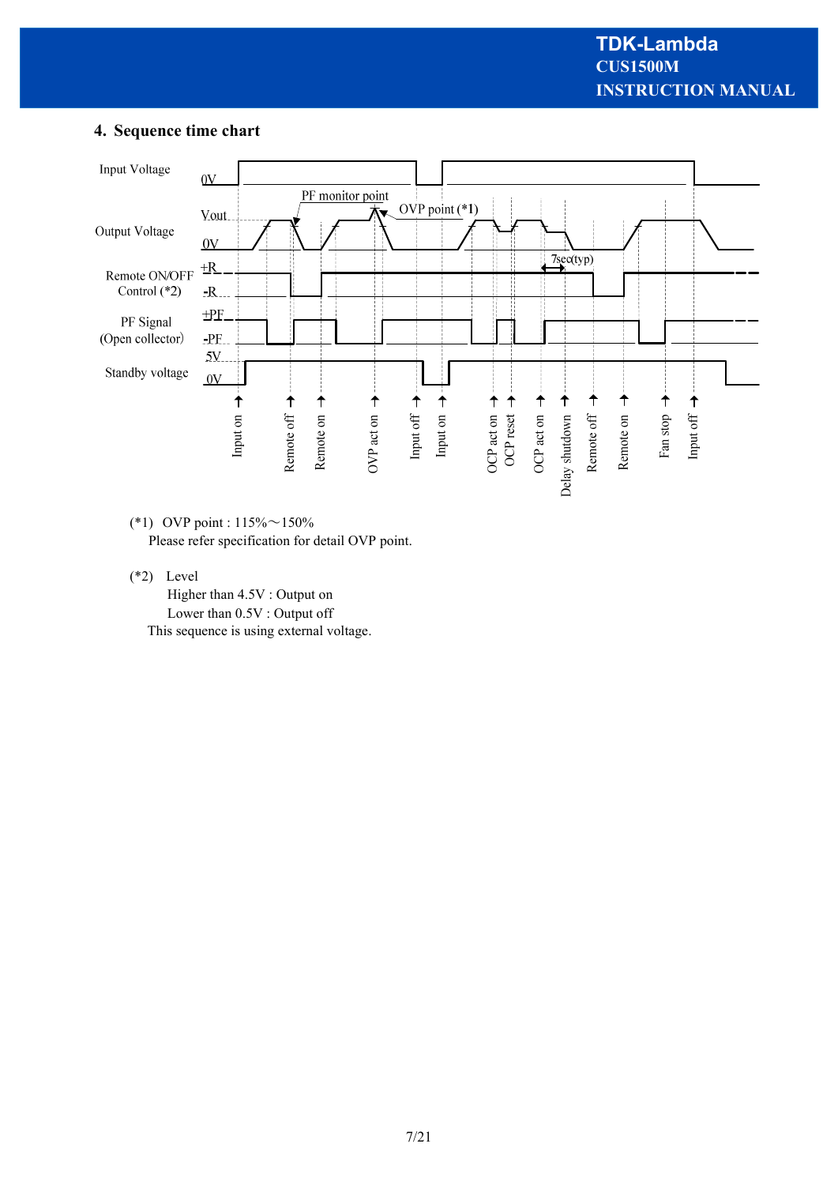## 4. Sequence time chart

Input Voltage

Output Voltage

Remote ON/OFF Control (*2)

PF Signal (Open collector)

Standby voltage

0V

Vout

0V

+R

-R

+PF

-PF

5V

0V

PF monitor point

OVP point (*1)

7sec(typ)

Input on, Remote off, Remote on, OVP act on, Input off, Input on, OCP act on, OCP reset, OCP act on, Delay shutdown, Remote off, Remote on, Fan stop, Input off

(*1) OVP point : 115%～150%

Please refer specification for detail OVP point.

(*2) Level

Higher than 4.5V : Output on

Lower than 0.5V : Output off

This sequence is using external voltage.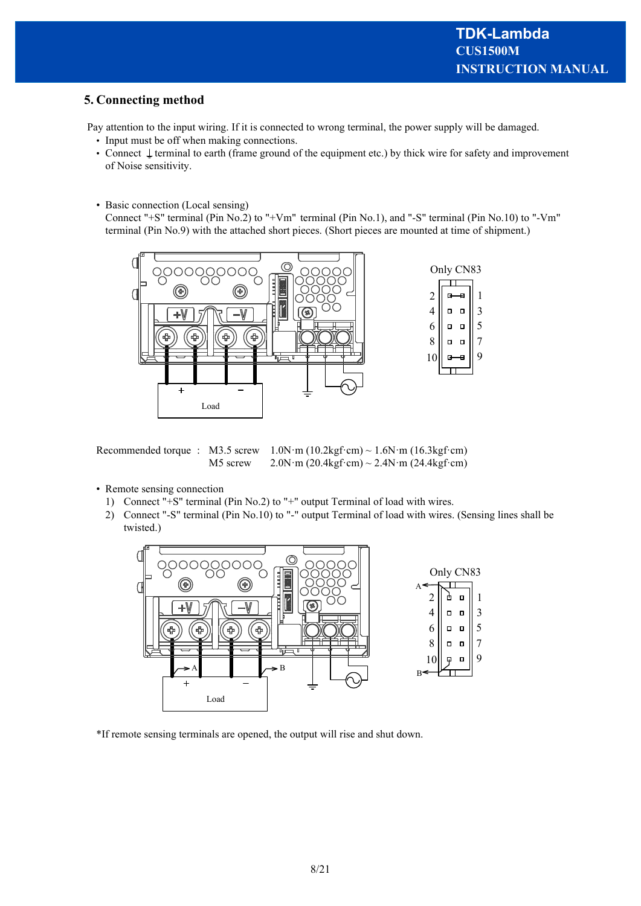## 5. Connecting method

Pay attention to the input wiring. If it is connected to wrong terminal, the power supply will be damaged.

- Input must be off when making connections.
- Connect ⏚ terminal to earth (frame ground of the equipment etc.) by thick wire for safety and improvement of Noise sensitivity.

- Basic connection (Local sensing)
  Connect "+S" terminal (Pin No.2) to "+Vm" terminal (Pin No.1), and "-S" terminal (Pin No.10) to "-Vm" terminal (Pin No.9) with the attached short pieces. (Short pieces are mounted at time of shipment.)

Only CN83

Recommended torque : M3.5 screw 1.0N·m (10.2kgf·cm) ~ 1.6N·m (16.3kgf·cm)
M5 screw 2.0N·m (20.4kgf·cm) ~ 2.4N·m (24.4kgf·cm)

- Remote sensing connection
  1) Connect "+S" terminal (Pin No.2) to "+" output Terminal of load with wires.
  2) Connect "-S" terminal (Pin No.10) to "-" output Terminal of load with wires. (Sensing lines shall be twisted.)

Only CN83

*If remote sensing terminals are opened, the output will rise and shut down.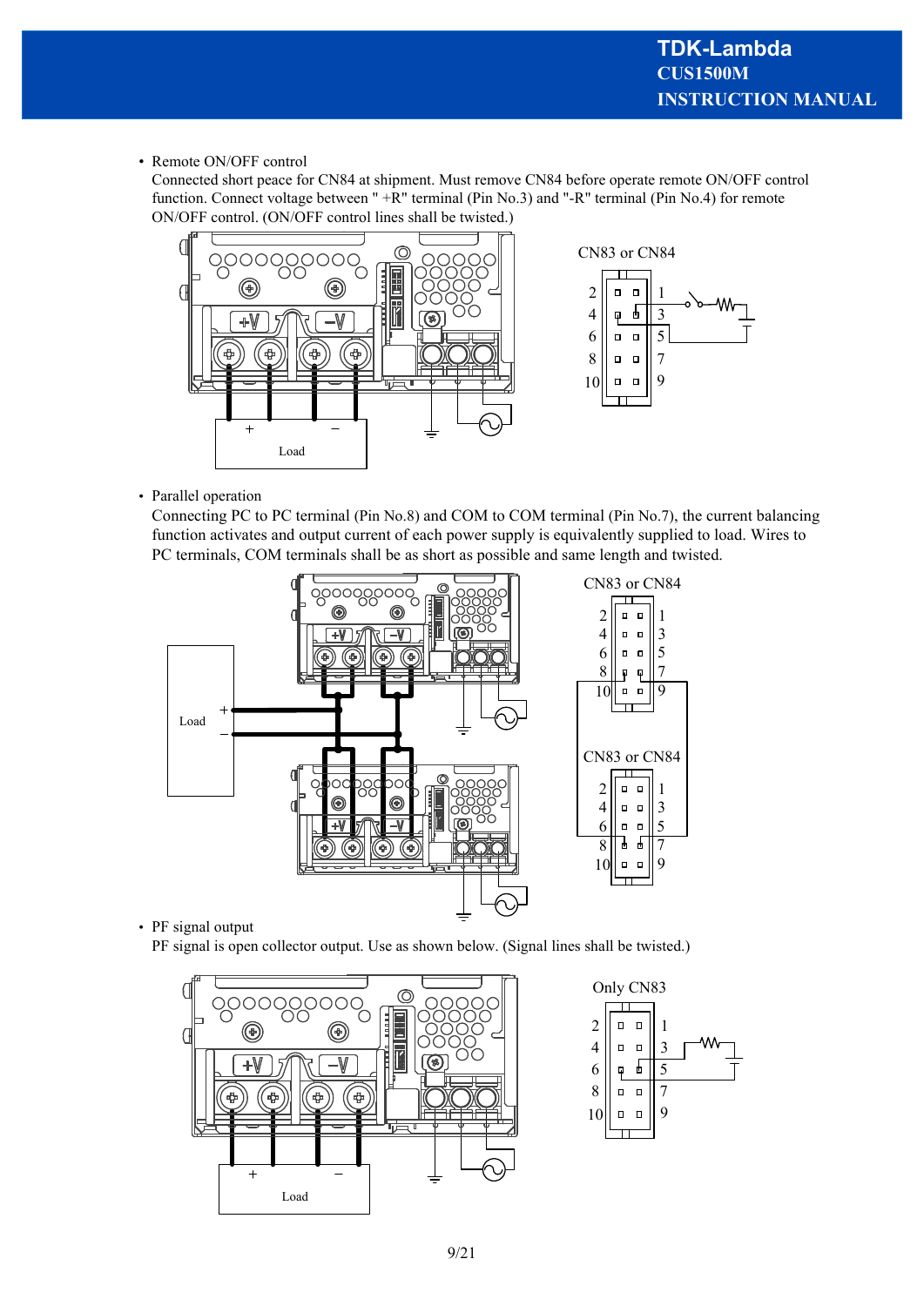- Remote ON/OFF control

  Connected short peace for CN84 at shipment. Must remove CN84 before operate remote ON/OFF control function. Connect voltage between " +R" terminal (Pin No.3) and "-R" terminal (Pin No.4) for remote ON/OFF control. (ON/OFF control lines shall be twisted.)

CN83 or CN84

- Parallel operation

  Connecting PC to PC terminal (Pin No.8) and COM to COM terminal (Pin No.7), the current balancing function activates and output current of each power supply is equivalently supplied to load. Wires to PC terminals, COM terminals shall be as short as possible and same length and twisted.

CN83 or CN84

CN83 or CN84

- PF signal output

  PF signal is open collector output. Use as shown below. (Signal lines shall be twisted.)

Only CN83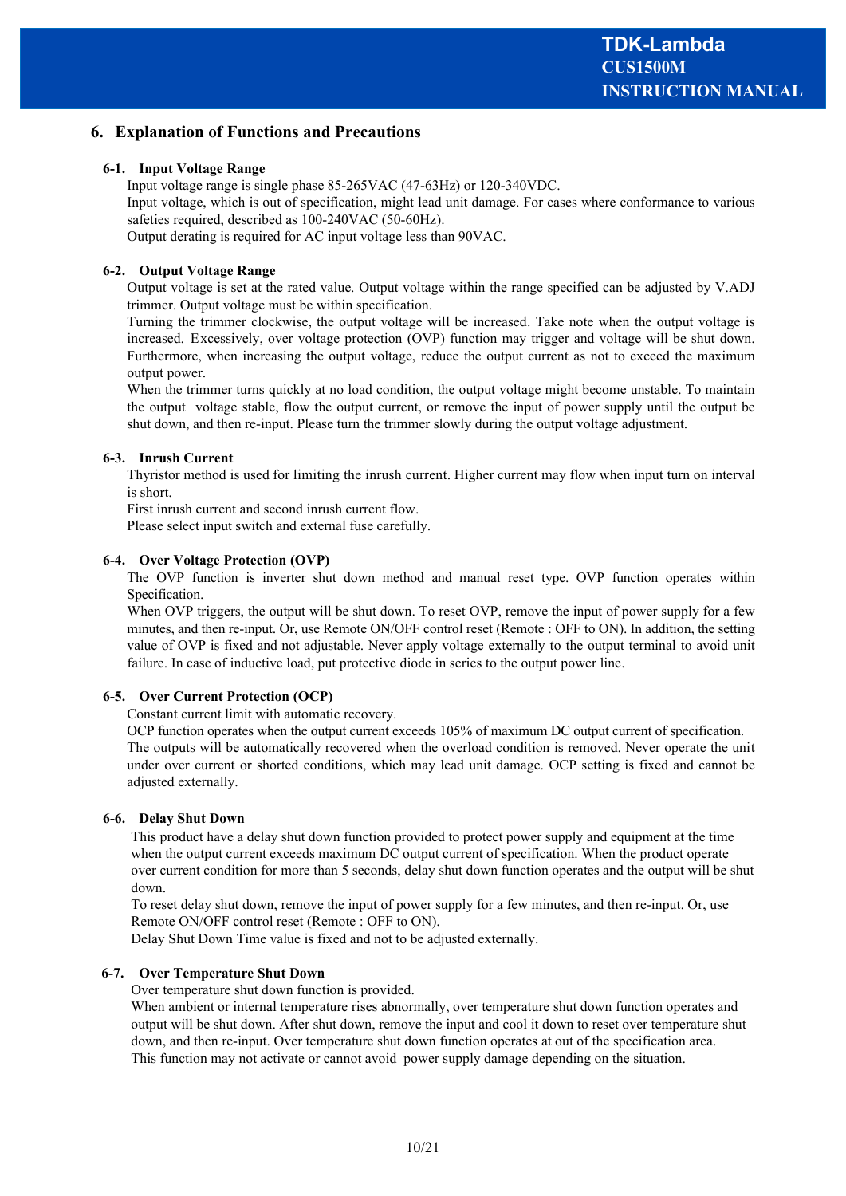## 6. Explanation of Functions and Precautions

### 6-1. Input Voltage Range

Input voltage range is single phase 85-265VAC (47-63Hz) or 120-340VDC.
Input voltage, which is out of specification, might lead unit damage. For cases where conformance to various safeties required, described as 100-240VAC (50-60Hz).
Output derating is required for AC input voltage less than 90VAC.

### 6-2. Output Voltage Range

Output voltage is set at the rated value. Output voltage within the range specified can be adjusted by V.ADJ trimmer. Output voltage must be within specification.
Turning the trimmer clockwise, the output voltage will be increased. Take note when the output voltage is increased. Excessively, over voltage protection (OVP) function may trigger and voltage will be shut down. Furthermore, when increasing the output voltage, reduce the output current as not to exceed the maximum output power.
When the trimmer turns quickly at no load condition, the output voltage might become unstable. To maintain the output voltage stable, flow the output current, or remove the input of power supply until the output be shut down, and then re-input. Please turn the trimmer slowly during the output voltage adjustment.

### 6-3. Inrush Current

Thyristor method is used for limiting the inrush current. Higher current may flow when input turn on interval is short.
First inrush current and second inrush current flow.
Please select input switch and external fuse carefully.

### 6-4. Over Voltage Protection (OVP)

The OVP function is inverter shut down method and manual reset type. OVP function operates within Specification.
When OVP triggers, the output will be shut down. To reset OVP, remove the input of power supply for a few minutes, and then re-input. Or, use Remote ON/OFF control reset (Remote : OFF to ON). In addition, the setting value of OVP is fixed and not adjustable. Never apply voltage externally to the output terminal to avoid unit failure. In case of inductive load, put protective diode in series to the output power line.

### 6-5. Over Current Protection (OCP)

Constant current limit with automatic recovery.
OCP function operates when the output current exceeds 105% of maximum DC output current of specification.
The outputs will be automatically recovered when the overload condition is removed. Never operate the unit under over current or shorted conditions, which may lead unit damage. OCP setting is fixed and cannot be adjusted externally.

### 6-6. Delay Shut Down

This product have a delay shut down function provided to protect power supply and equipment at the time when the output current exceeds maximum DC output current of specification. When the product operate over current condition for more than 5 seconds, delay shut down function operates and the output will be shut down.
To reset delay shut down, remove the input of power supply for a few minutes, and then re-input. Or, use Remote ON/OFF control reset (Remote : OFF to ON).
Delay Shut Down Time value is fixed and not to be adjusted externally.

### 6-7. Over Temperature Shut Down

Over temperature shut down function is provided.
When ambient or internal temperature rises abnormally, over temperature shut down function operates and output will be shut down. After shut down, remove the input and cool it down to reset over temperature shut down, and then re-input. Over temperature shut down function operates at out of the specification area.
This function may not activate or cannot avoid power supply damage depending on the situation.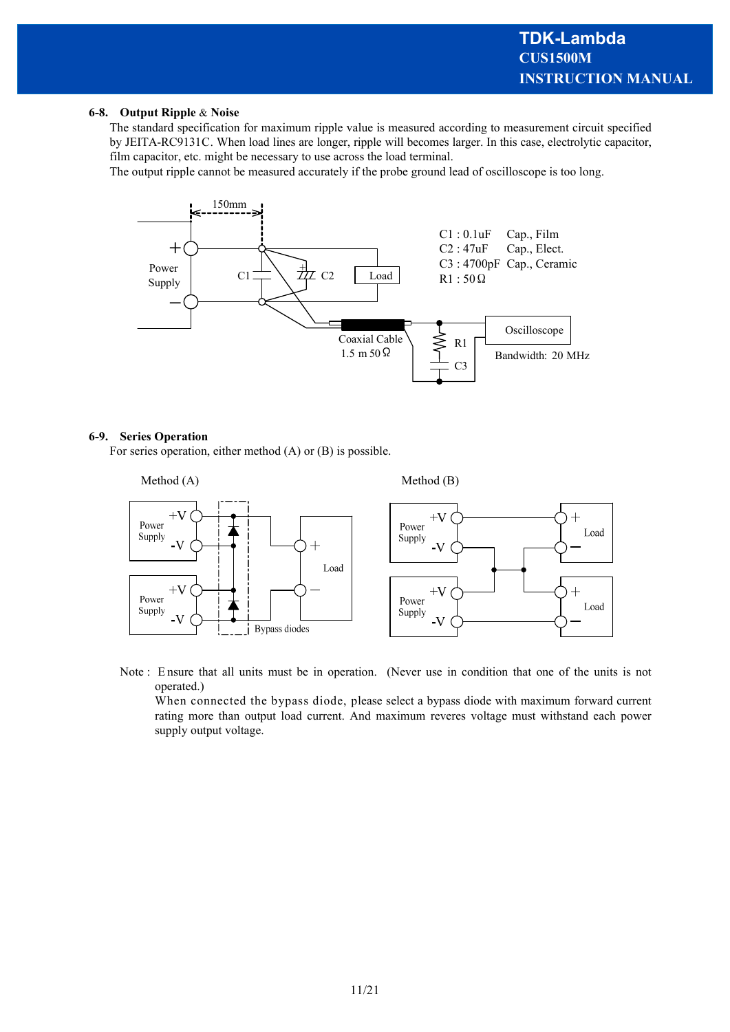## 6-8. Output Ripple & Noise

The standard specification for maximum ripple value is measured according to measurement circuit specified by JEITA-RC9131C. When load lines are longer, ripple will becomes larger. In this case, electrolytic capacitor, film capacitor, etc. might be necessary to use across the load terminal.

The output ripple cannot be measured accurately if the probe ground lead of oscilloscope is too long.

150mm

Power Supply

C1 C2 Load

Coaxial Cable 1.5 m 50Ω

R1 C3

Oscilloscope

Bandwidth: 20 MHz

C1 : 0.1uF Cap., Film
C2 : 47uF Cap., Elect.
C3 : 4700pF Cap., Ceramic
R1 : 50Ω

## 6-9. Series Operation

For series operation, either method (A) or (B) is possible.

Method (A)

Method (B)

Bypass diodes

Note : Ensure that all units must be in operation. (Never use in condition that one of the units is not operated.)

When connected the bypass diode, please select a bypass diode with maximum forward current rating more than output load current. And maximum reveres voltage must withstand each power supply output voltage.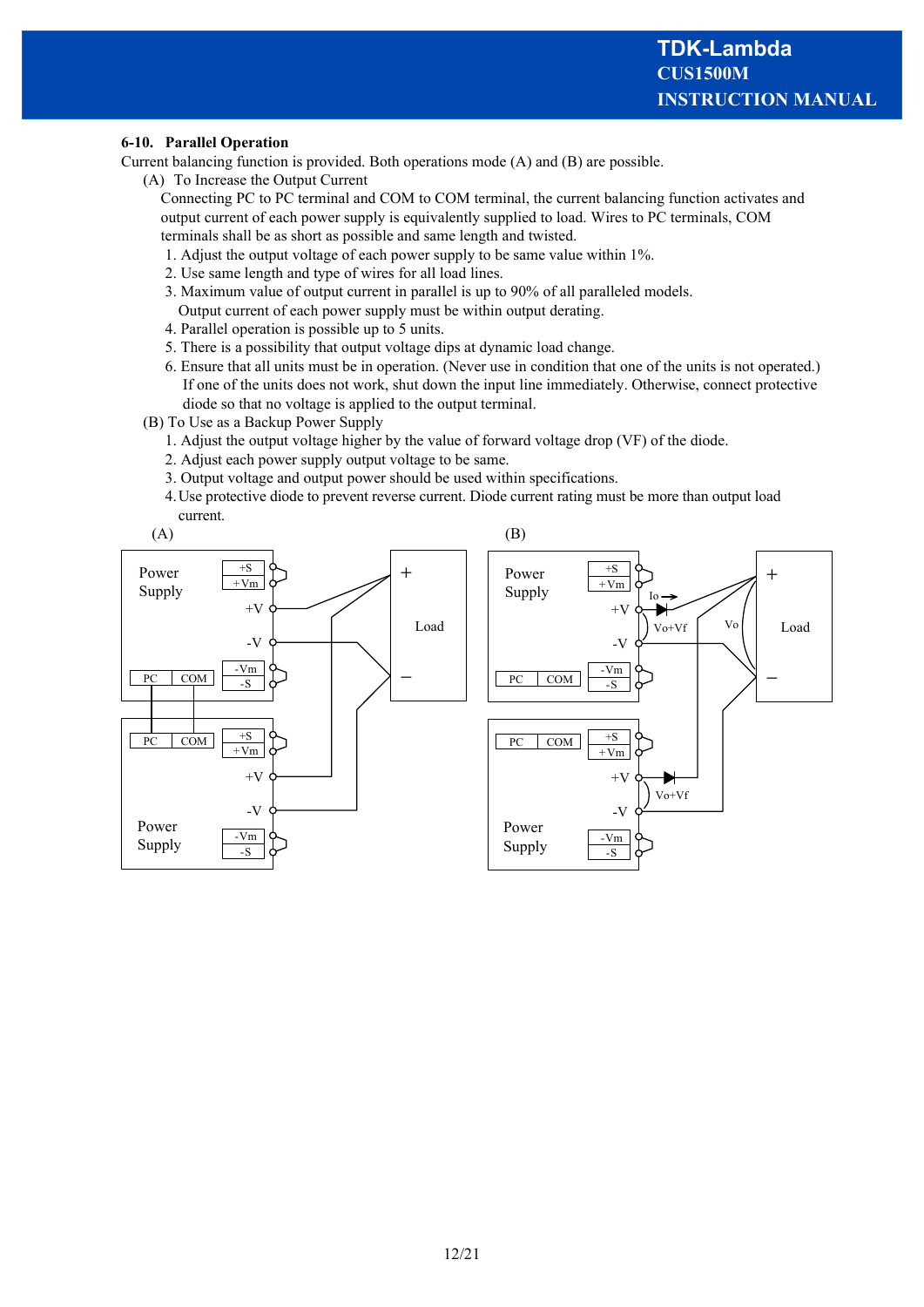## 6-10. Parallel Operation

Current balancing function is provided. Both operations mode (A) and (B) are possible.

(A) To Increase the Output Current

Connecting PC to PC terminal and COM to COM terminal, the current balancing function activates and output current of each power supply is equivalently supplied to load. Wires to PC terminals, COM terminals shall be as short as possible and same length and twisted.

1. Adjust the output voltage of each power supply to be same value within 1%.
2. Use same length and type of wires for all load lines.
3. Maximum value of output current in parallel is up to 90% of all paralleled models. Output current of each power supply must be within output derating.
4. Parallel operation is possible up to 5 units.
5. There is a possibility that output voltage dips at dynamic load change.
6. Ensure that all units must be in operation. (Never use in condition that one of the units is not operated.) If one of the units does not work, shut down the input line immediately. Otherwise, connect protective diode so that no voltage is applied to the output terminal.

(B) To Use as a Backup Power Supply

1. Adjust the output voltage higher by the value of forward voltage drop (VF) of the diode.
2. Adjust each power supply output voltage to be same.
3. Output voltage and output power should be used within specifications.
4. Use protective diode to prevent reverse current. Diode current rating must be more than output load current.

(A) (B)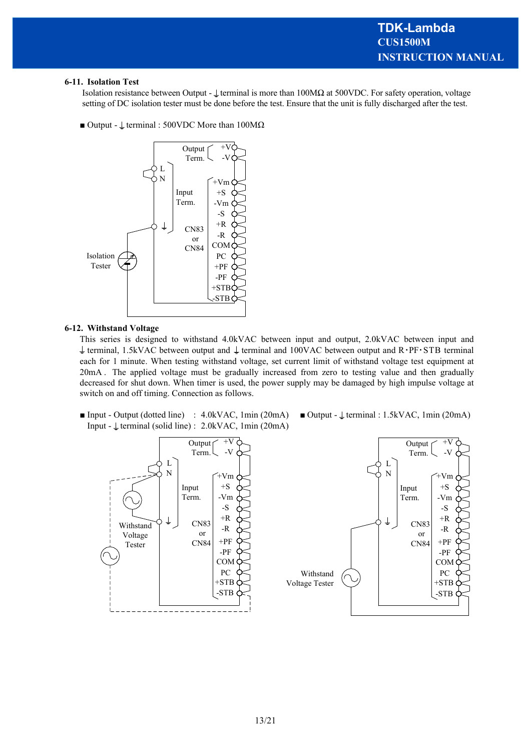### 6-11. Isolation Test

Isolation resistance between Output - ⏚ terminal is more than 100MΩ at 500VDC. For safety operation, voltage setting of DC isolation tester must be done before the test. Ensure that the unit is fully discharged after the test.

■ Output - ⏚ terminal : 500VDC More than 100MΩ

### 6-12. Withstand Voltage

This series is designed to withstand 4.0kVAC between input and output, 2.0kVAC between input and ⏚ terminal, 1.5kVAC between output and ⏚ terminal and 100VAC between output and R･PF･STB terminal each for 1 minute. When testing withstand voltage, set current limit of withstand voltage test equipment at 20mA . The applied voltage must be gradually increased from zero to testing value and then gradually decreased for shut down. When timer is used, the power supply may be damaged by high impulse voltage at switch on and off timing. Connection as follows.

■ Input - Output (dotted line) : 4.0kVAC, 1min (20mA)
Input - ⏚ terminal (solid line) : 2.0kVAC, 1min (20mA)

■ Output - ⏚ terminal : 1.5kVAC, 1min (20mA)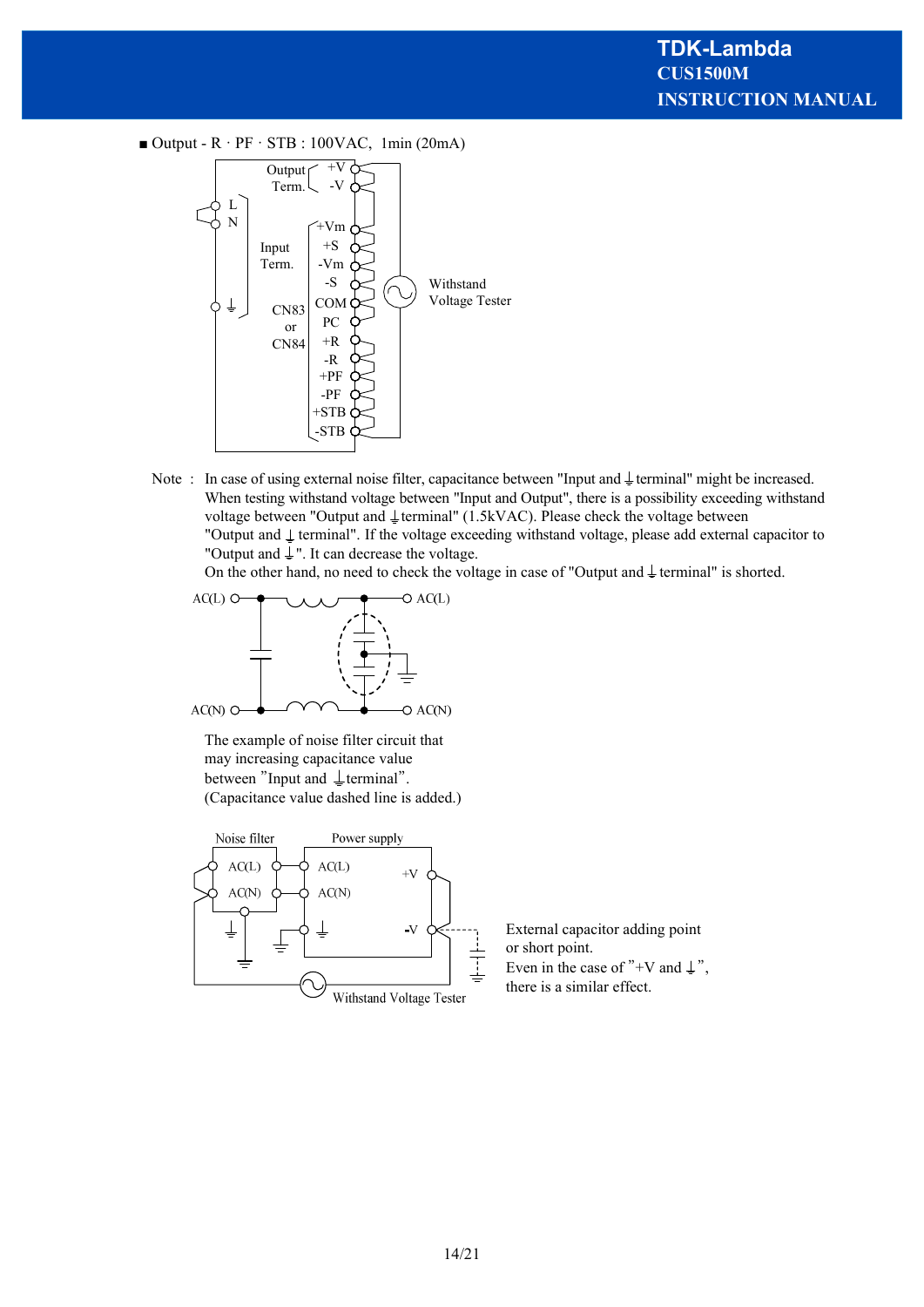■ Output - R · PF · STB : 100VAC, 1min (20mA)

Output Term. +V -V

L N

Input Term.

CN83 or CN84

+Vm +S -Vm -S COM PC +R -R +PF -PF +STB -STB

Withstand Voltage Tester

Note : In case of using external noise filter, capacitance between "Input and ⏚ terminal" might be increased.
When testing withstand voltage between "Input and Output", there is a possibility exceeding withstand voltage between "Output and ⏚ terminal" (1.5kVAC). Please check the voltage between "Output and ⏚ terminal". If the voltage exceeding withstand voltage, please add external capacitor to "Output and ⏚". It can decrease the voltage.
On the other hand, no need to check the voltage in case of "Output and ⏚ terminal" is shorted.

AC(L) AC(L)

AC(N) AC(N)

The example of noise filter circuit that may increasing capacitance value between "Input and ⏚ terminal".
(Capacitance value dashed line is added.)

Noise filter Power supply

AC(L) AC(N) AC(L) AC(N) +V -V

Withstand Voltage Tester

External capacitor adding point or short point.
Even in the case of "+V and ⏚", there is a similar effect.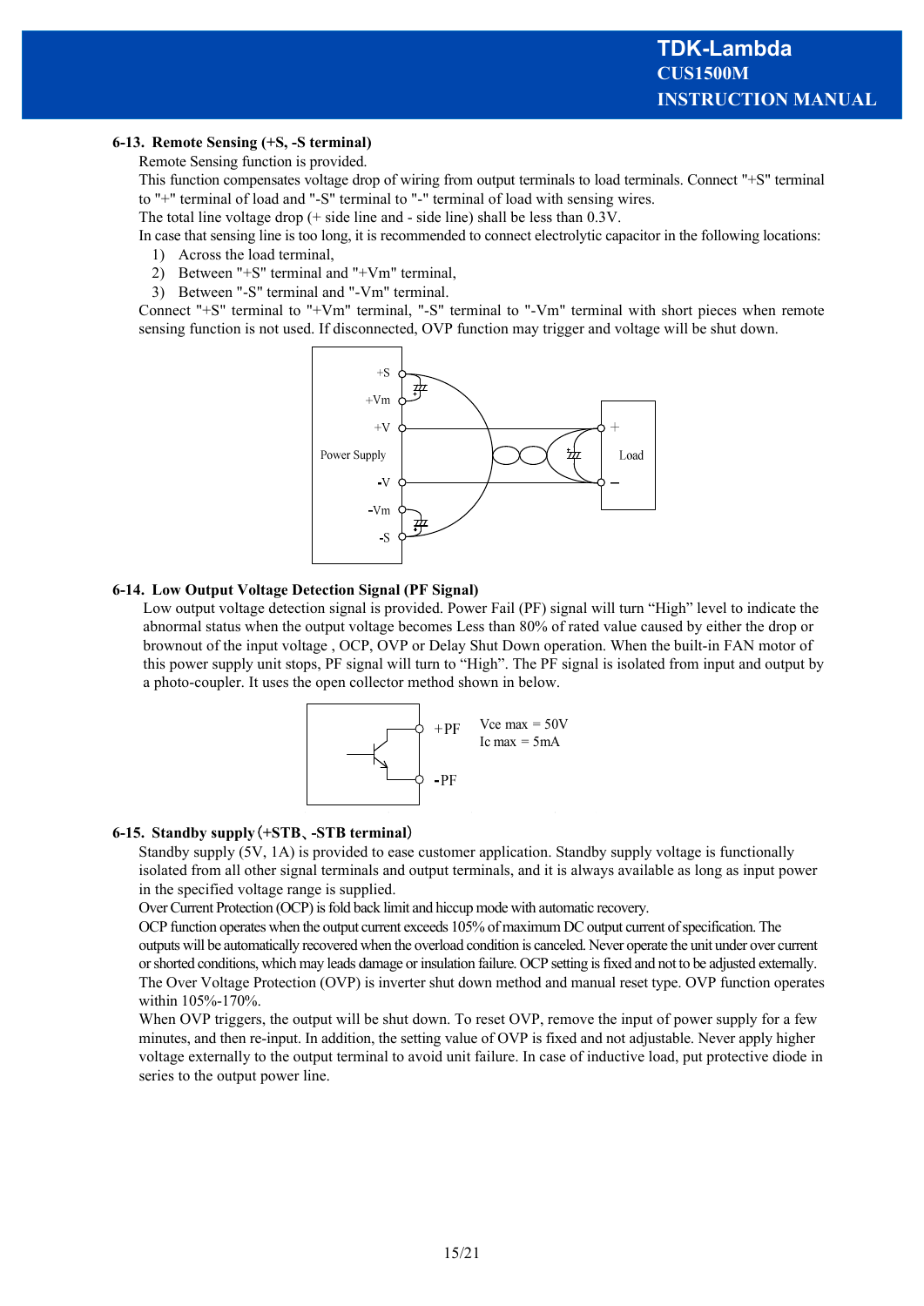### 6-13. Remote Sensing (+S, -S terminal)

Remote Sensing function is provided.
This function compensates voltage drop of wiring from output terminals to load terminals. Connect "+S" terminal to "+" terminal of load and "-S" terminal to "-" terminal of load with sensing wires.
The total line voltage drop (+ side line and - side line) shall be less than 0.3V.
In case that sensing line is too long, it is recommended to connect electrolytic capacitor in the following locations:

1) Across the load terminal,
2) Between "+S" terminal and "+Vm" terminal,
3) Between "-S" terminal and "-Vm" terminal.

Connect "+S" terminal to "+Vm" terminal, "-S" terminal to "-Vm" terminal with short pieces when remote sensing function is not used. If disconnected, OVP function may trigger and voltage will be shut down.

### 6-14. Low Output Voltage Detection Signal (PF Signal)

Low output voltage detection signal is provided. Power Fail (PF) signal will turn “High” level to indicate the abnormal status when the output voltage becomes Less than 80% of rated value caused by either the drop or brownout of the input voltage , OCP, OVP or Delay Shut Down operation. When the built-in FAN motor of this power supply unit stops, PF signal will turn to “High”. The PF signal is isolated from input and output by a photo-coupler. It uses the open collector method shown in below.

Vce max = 50V
Ic max = 5mA

### 6-15. Standby supply（+STB、-STB terminal）

Standby supply (5V, 1A) is provided to ease customer application. Standby supply voltage is functionally isolated from all other signal terminals and output terminals, and it is always available as long as input power in the specified voltage range is supplied.
Over Current Protection (OCP) is fold back limit and hiccup mode with automatic recovery.
OCP function operates when the output current exceeds 105% of maximum DC output current of specification. The outputs will be automatically recovered when the overload condition is canceled. Never operate the unit under over current or shorted conditions, which may leads damage or insulation failure. OCP setting is fixed and not to be adjusted externally.
The Over Voltage Protection (OVP) is inverter shut down method and manual reset type. OVP function operates within 105%-170%.
When OVP triggers, the output will be shut down. To reset OVP, remove the input of power supply for a few minutes, and then re-input. In addition, the setting value of OVP is fixed and not adjustable. Never apply higher voltage externally to the output terminal to avoid unit failure. In case of inductive load, put protective diode in series to the output power line.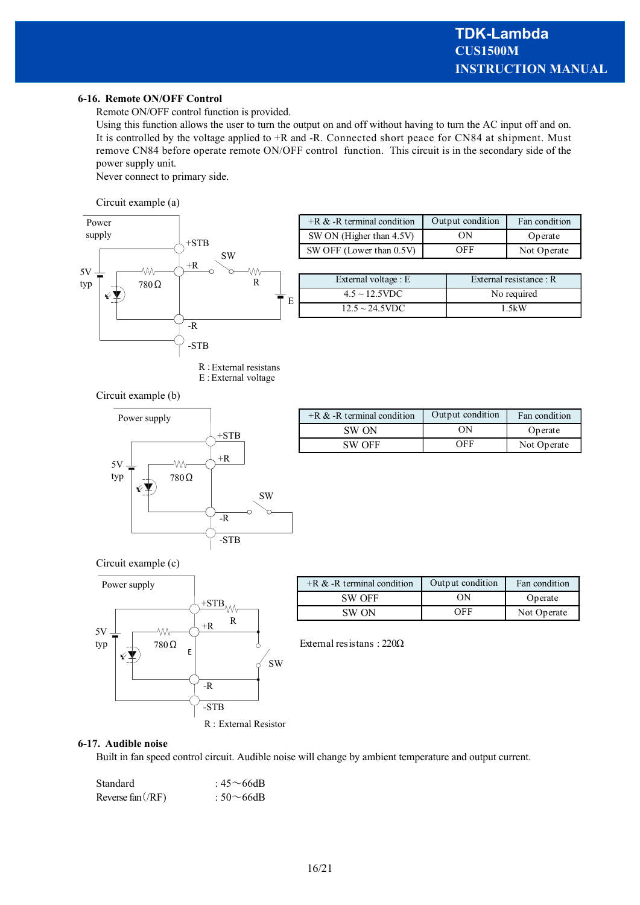### 6-16. Remote ON/OFF Control

Remote ON/OFF control function is provided.
Using this function allows the user to turn the output on and off without having to turn the AC input off and on.
It is controlled by the voltage applied to +R and -R. Connected short peace for CN84 at shipment. Must remove CN84 before operate remote ON/OFF control function. This circuit is in the secondary side of the power supply unit.
Never connect to primary side.

Circuit example (a)

Power supply, +STB, +R, -R, -STB, SW, R, E, 5V typ, 780Ω

R : External resistans
E : External voltage

| +R & -R terminal condition | Output condition | Fan condition |
|---|---|---|
| SW ON (Higher than 4.5V) | ON | Operate |
| SW OFF (Lower than 0.5V) | OFF | Not Operate |

| External voltage : E | External resistance : R |
|---|---|
| 4.5 ~ 12.5VDC | No required |
| 12.5 ~ 24.5VDC | 1.5kW |

Circuit example (b)

Power supply, +STB, +R, -R, -STB, SW, 5V typ, 780Ω

| +R & -R terminal condition | Output condition | Fan condition |
|---|---|---|
| SW ON | ON | Operate |
| SW OFF | OFF | Not Operate |

Circuit example (c)

Power supply, +STB, +R, -R, -STB, SW, R, E, 5V typ, 780Ω

R : External Resistor

| +R & -R terminal condition | Output condition | Fan condition |
|---|---|---|
| SW OFF | ON | Operate |
| SW ON | OFF | Not Operate |

External resistans : 220Ω

### 6-17. Audible noise

Built in fan speed control circuit. Audible noise will change by ambient temperature and output current.

Standard : 45～66dB
Reverse fan (/RF) : 50～66dB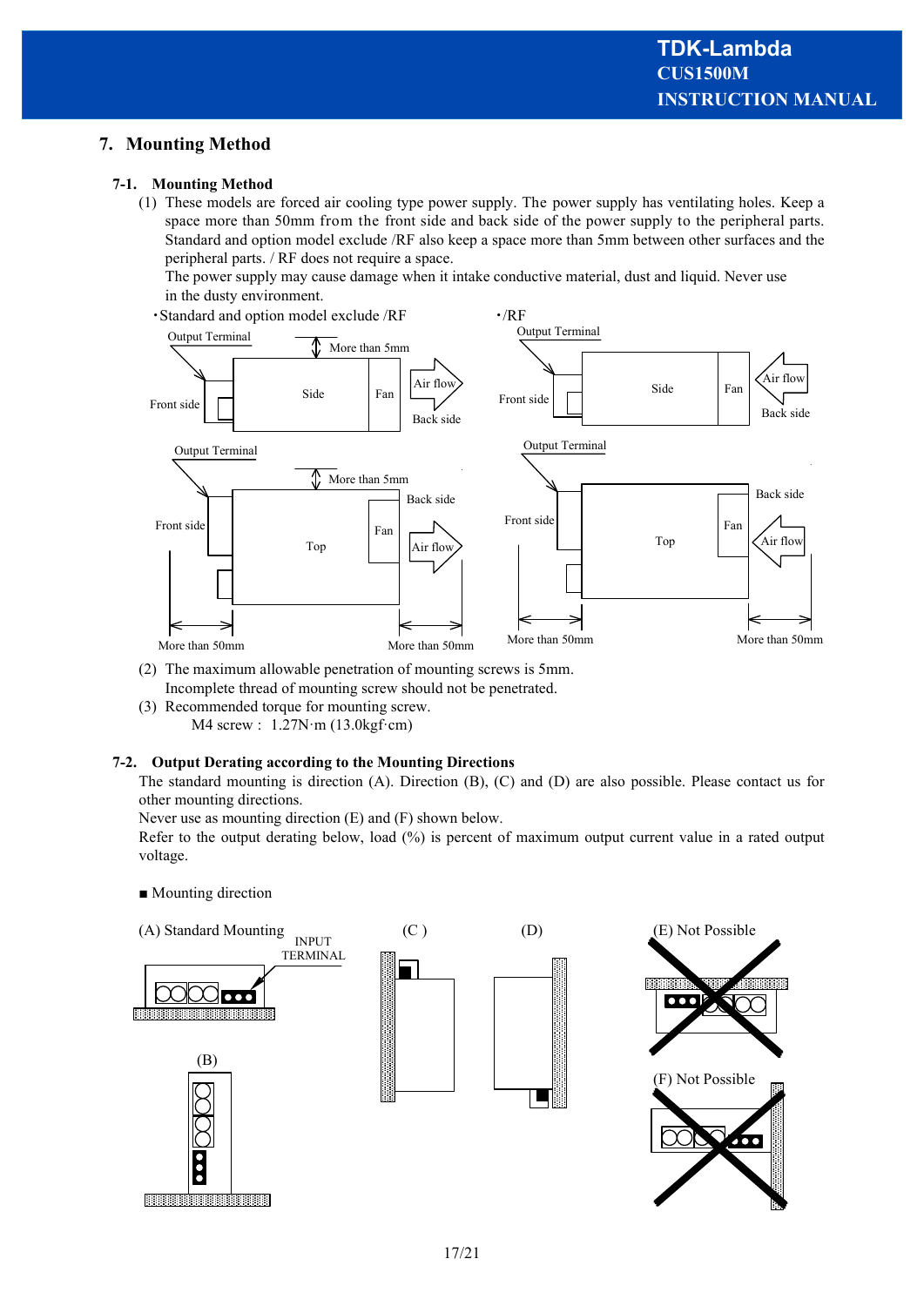# 7. Mounting Method

## 7-1. Mounting Method

(1) These models are forced air cooling type power supply. The power supply has ventilating holes. Keep a space more than 50mm from the front side and back side of the power supply to the peripheral parts. Standard and option model exclude /RF also keep a space more than 5mm between other surfaces and the peripheral parts. / RF does not require a space.
The power supply may cause damage when it intake conductive material, dust and liquid. Never use in the dusty environment.

・Standard and option model exclude /RF

・/RF

(2) The maximum allowable penetration of mounting screws is 5mm.
Incomplete thread of mounting screw should not be penetrated.

(3) Recommended torque for mounting screw.
M4 screw : 1.27N·m (13.0kgf·cm)

## 7-2. Output Derating according to the Mounting Directions

The standard mounting is direction (A). Direction (B), (C) and (D) are also possible. Please contact us for other mounting directions.
Never use as mounting direction (E) and (F) shown below.
Refer to the output derating below, load (%) is percent of maximum output current value in a rated output voltage.

■ Mounting direction

(A) Standard Mounting

(B)

(C )

(D)

(E) Not Possible

(F) Not Possible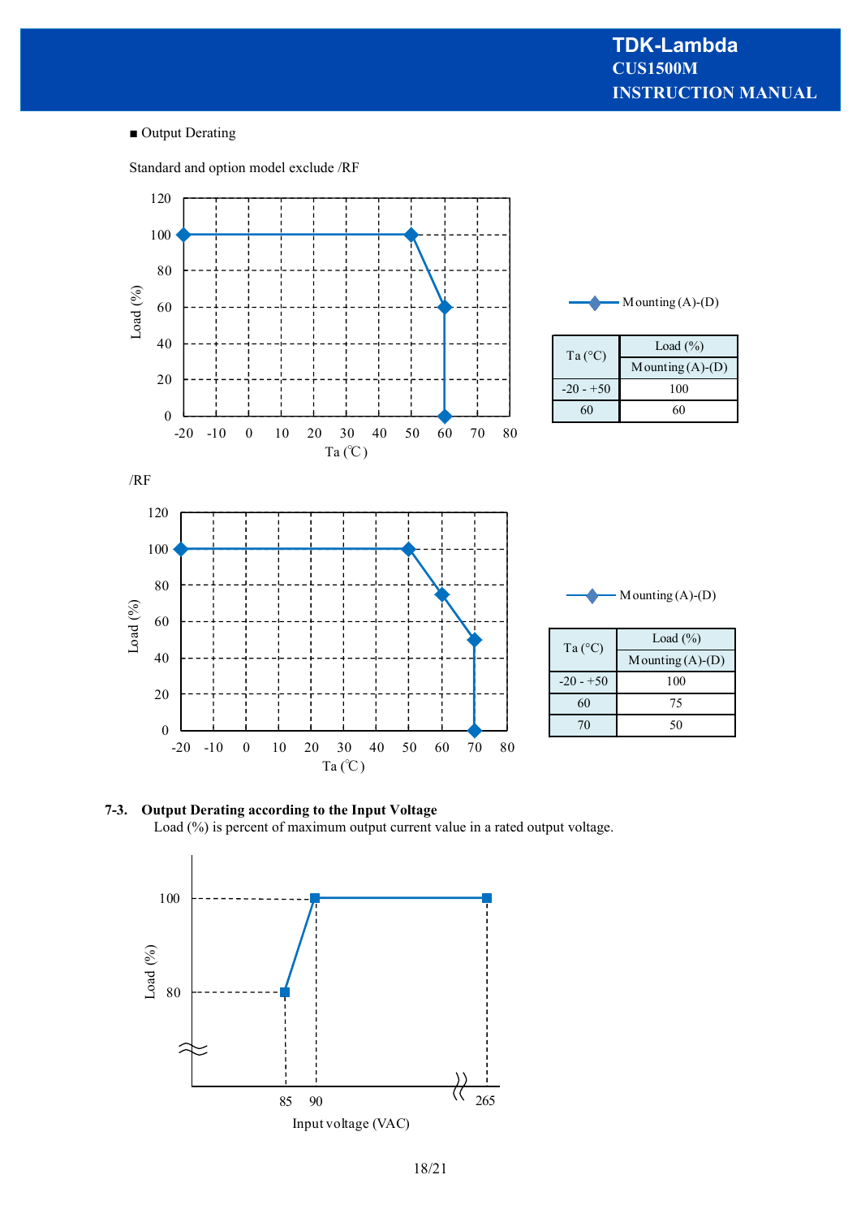■ Output Derating

Standard and option model exclude /RF

| Ta (°C) | Load (%) |
|---|---|
| | Mounting (A)-(D) |
| -20 - +50 | 100 |
| 60 | 60 |

/RF

| Ta (°C) | Load (%) |
|---|---|
| | Mounting (A)-(D) |
| -20 - +50 | 100 |
| 60 | 75 |
| 70 | 50 |

### 7-3. Output Derating according to the Input Voltage

Load (%) is percent of maximum output current value in a rated output voltage.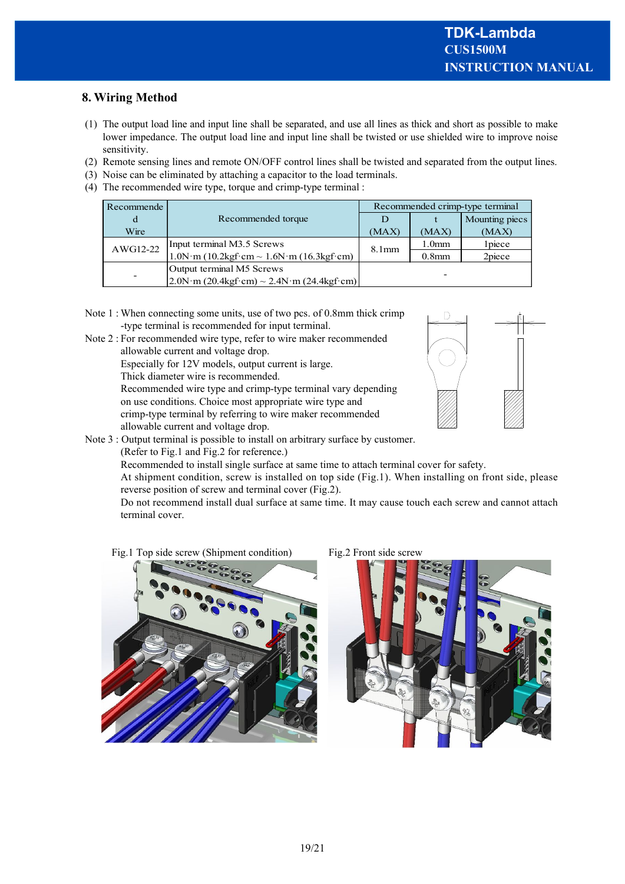## 8. Wiring Method

(1) The output load line and input line shall be separated, and use all lines as thick and short as possible to make lower impedance. The output load line and input line shall be twisted or use shielded wire to improve noise sensitivity.
(2) Remote sensing lines and remote ON/OFF control lines shall be twisted and separated from the output lines.
(3) Noise can be eliminated by attaching a capacitor to the load terminals.
(4) The recommended wire type, torque and crimp-type terminal :

| Recommended Wire | Recommended torque | Recommended crimp-type terminal | | |
|---|---|---|---|---|
| | | D (MAX) | t (MAX) | Mounting piecs (MAX) |
| AWG12-22 | Input terminal M3.5 Screws 1.0N·m (10.2kgf·cm) ~ 1.6N·m (16.3kgf·cm) | 8.1mm | 1.0mm | 1piece |
| | | | 0.8mm | 2piece |
| - | Output terminal M5 Screws 2.0N·m (20.4kgf·cm) ~ 2.4N·m (24.4kgf·cm) | - | | |

Note 1 : When connecting some units, use of two pcs. of 0.8mm thick crimp -type terminal is recommended for input terminal.

Note 2 : For recommended wire type, refer to wire maker recommended allowable current and voltage drop.
Especially for 12V models, output current is large.
Thick diameter wire is recommended.
Recommended wire type and crimp-type terminal vary depending on use conditions. Choice most appropriate wire type and crimp-type terminal by referring to wire maker recommended allowable current and voltage drop.

Note 3 : Output terminal is possible to install on arbitrary surface by customer.
(Refer to Fig.1 and Fig.2 for reference.)
Recommended to install single surface at same time to attach terminal cover for safety.
At shipment condition, screw is installed on top side (Fig.1). When installing on front side, please reverse position of screw and terminal cover (Fig.2).
Do not recommend install dual surface at same time. It may cause touch each screw and cannot attach terminal cover.

Fig.1 Top side screw (Shipment condition)

Fig.2 Front side screw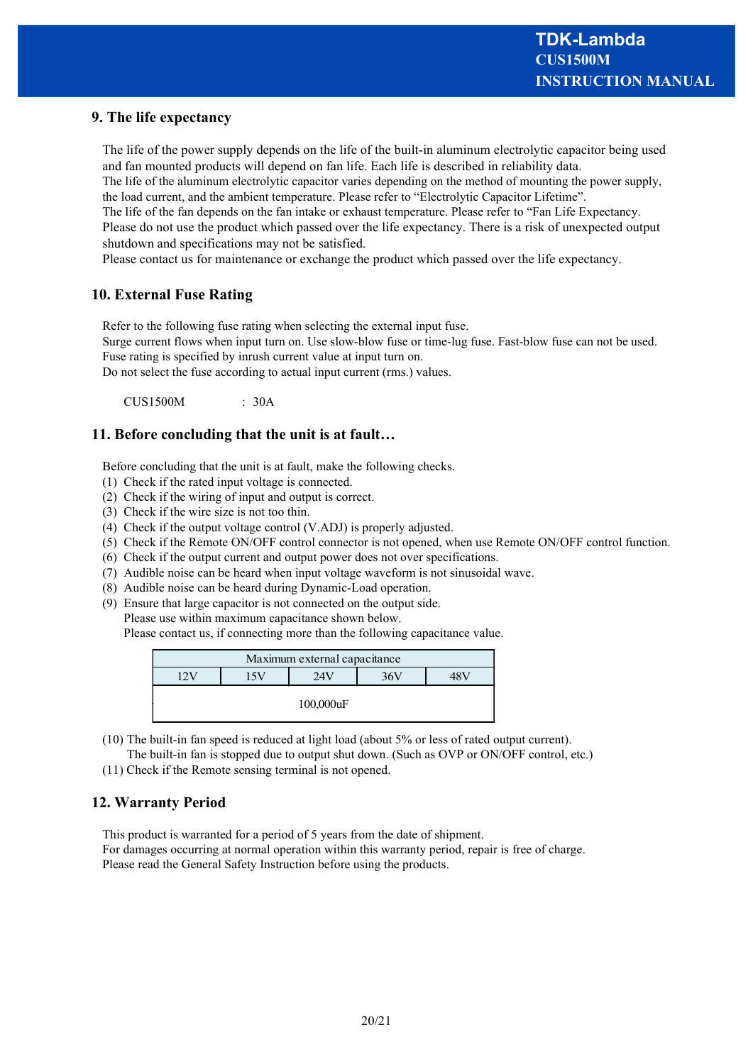## 9. The life expectancy

The life of the power supply depends on the life of the built-in aluminum electrolytic capacitor being used and fan mounted products will depend on fan life. Each life is described in reliability data.
The life of the aluminum electrolytic capacitor varies depending on the method of mounting the power supply, the load current, and the ambient temperature. Please refer to "Electrolytic Capacitor Lifetime".
The life of the fan depends on the fan intake or exhaust temperature. Please refer to "Fan Life Expectancy.
Please do not use the product which passed over the life expectancy. There is a risk of unexpected output shutdown and specifications may not be satisfied.
Please contact us for maintenance or exchange the product which passed over the life expectancy.

## 10. External Fuse Rating

Refer to the following fuse rating when selecting the external input fuse.
Surge current flows when input turn on. Use slow-blow fuse or time-lug fuse. Fast-blow fuse can not be used.
Fuse rating is specified by inrush current value at input turn on.
Do not select the fuse according to actual input current (rms.) values.

CUS1500M : 30A

## 11. Before concluding that the unit is at fault…

Before concluding that the unit is at fault, make the following checks.

(1) Check if the rated input voltage is connected.
(2) Check if the wiring of input and output is correct.
(3) Check if the wire size is not too thin.
(4) Check if the output voltage control (V.ADJ) is properly adjusted.
(5) Check if the Remote ON/OFF control connector is not opened, when use Remote ON/OFF control function.
(6) Check if the output current and output power does not over specifications.
(7) Audible noise can be heard when input voltage waveform is not sinusoidal wave.
(8) Audible noise can be heard during Dynamic-Load operation.
(9) Ensure that large capacitor is not connected on the output side.
Please use within maximum capacitance shown below.
Please contact us, if connecting more than the following capacitance value.

| Maximum external capacitance | | | | |
|---|---|---|---|---|
| 12V | 15V | 24V | 36V | 48V |
| 100,000uF | | | | |

(10) The built-in fan speed is reduced at light load (about 5% or less of rated output current).
The built-in fan is stopped due to output shut down. (Such as OVP or ON/OFF control, etc.)
(11) Check if the Remote sensing terminal is not opened.

## 12. Warranty Period

This product is warranted for a period of 5 years from the date of shipment.
For damages occurring at normal operation within this warranty period, repair is free of charge.
Please read the General Safety Instruction before using the products.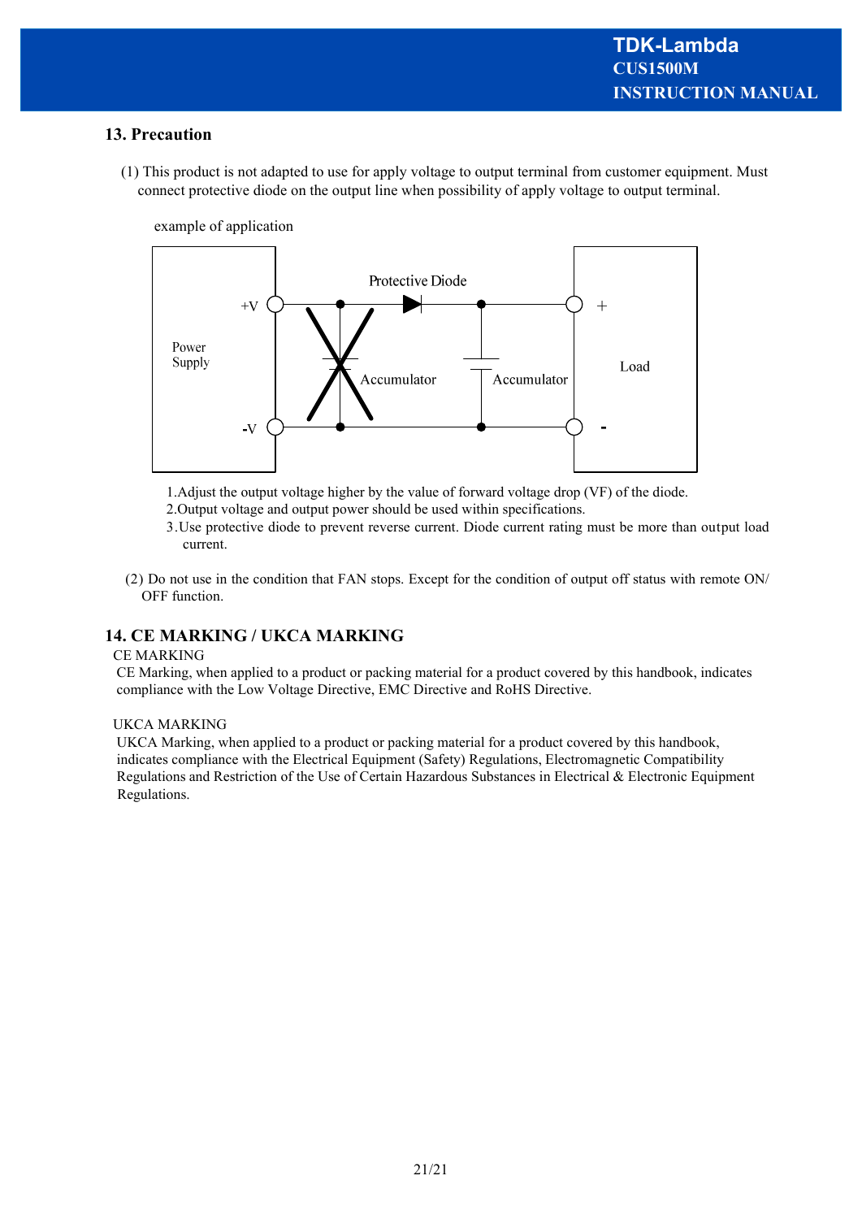## 13. Precaution

(1) This product is not adapted to use for apply voltage to output terminal from customer equipment. Must connect protective diode on the output line when possibility of apply voltage to output terminal.

example of application

Protective Diode

+V

-V

Power Supply

Accumulator

Accumulator

+

-

Load

1. Adjust the output voltage higher by the value of forward voltage drop (VF) of the diode.
2. Output voltage and output power should be used within specifications.
3. Use protective diode to prevent reverse current. Diode current rating must be more than output load current.

(2) Do not use in the condition that FAN stops. Except for the condition of output off status with remote ON/OFF function.

## 14. CE MARKING / UKCA MARKING

CE MARKING

CE Marking, when applied to a product or packing material for a product covered by this handbook, indicates compliance with the Low Voltage Directive, EMC Directive and RoHS Directive.

UKCA MARKING

UKCA Marking, when applied to a product or packing material for a product covered by this handbook, indicates compliance with the Electrical Equipment (Safety) Regulations, Electromagnetic Compatibility Regulations and Restriction of the Use of Certain Hazardous Substances in Electrical & Electronic Equipment Regulations.